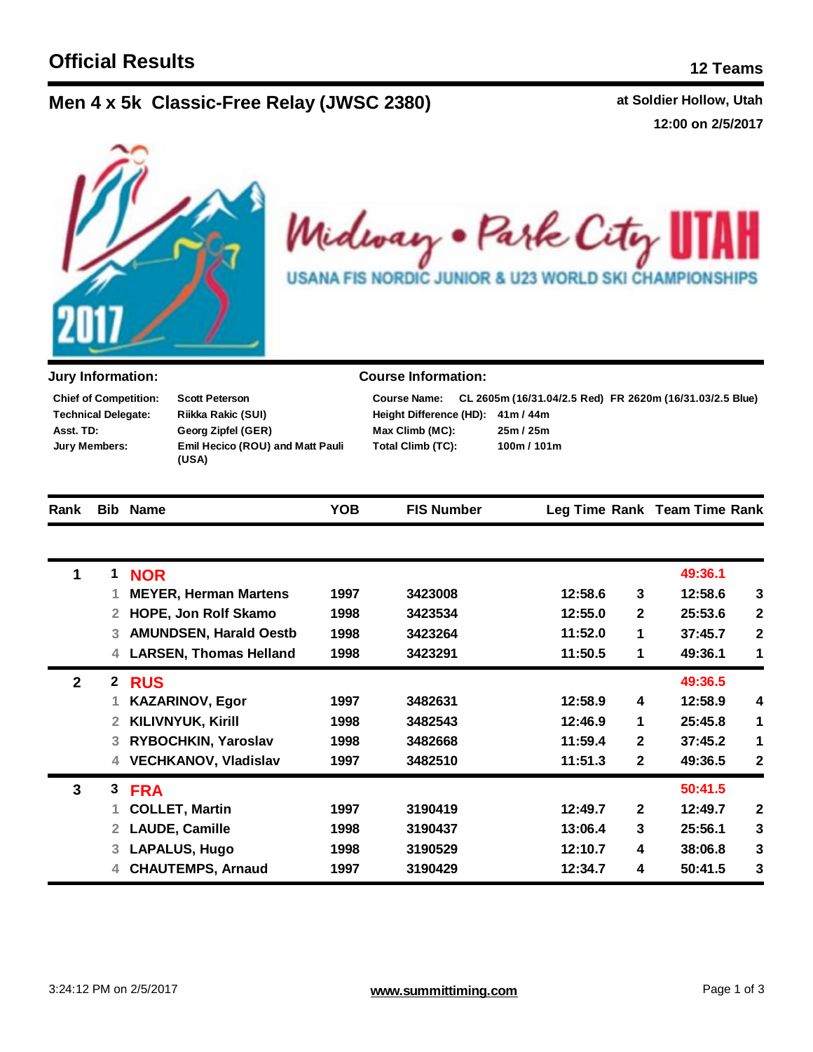# Official Results

**12 Teams**

## Men 4 x 5k Classic-Free Relay (JWSC 2380)

**at Soldier Hollow, Utah**

**12:00 on 2/5/2017**

Midway • Park City UTAH

USANA FIS NORDIC JUNIOR & U23 WORLD SKI CHAMPIONSHIPS

2017

### Jury Information:

| | |
|---|---|
| **Chief of Competition:** | Scott Peterson |
| **Technical Delegate:** | Riikka Rakic (SUI) |
| **Asst. TD:** | Georg Zipfel (GER) |
| **Jury Members:** | Emil Hecico (ROU) and Matt Pauli (USA) |

### Course Information:

| | |
|---|---|
| **Course Name:** | CL 2605m (16/31.04/2.5 Red) FR 2620m (16/31.03/2.5 Blue) |
| **Height Difference (HD):** | 41m / 44m |
| **Max Climb (MC):** | 25m / 25m |
| **Total Climb (TC):** | 100m / 101m |

| Rank | Bib | Name | YOB | FIS Number | Leg Time | Rank | Team Time | Rank |
|---|---|---|---|---|---|---|---|---|
| 1 | 1 | **NOR** | | | | | 49:36.1 | |
| | 1 | MEYER, Herman Martens | 1997 | 3423008 | 12:58.6 | 3 | 12:58.6 | 3 |
| | 2 | HOPE, Jon Rolf Skamo | 1998 | 3423534 | 12:55.0 | 2 | 25:53.6 | 2 |
| | 3 | AMUNDSEN, Harald Oestb | 1998 | 3423264 | 11:52.0 | 1 | 37:45.7 | 2 |
| | 4 | LARSEN, Thomas Helland | 1998 | 3423291 | 11:50.5 | 1 | 49:36.1 | 1 |
| 2 | 2 | **RUS** | | | | | 49:36.5 | |
| | 1 | KAZARINOV, Egor | 1997 | 3482631 | 12:58.9 | 4 | 12:58.9 | 4 |
| | 2 | KILIVNYUK, Kirill | 1998 | 3482543 | 12:46.9 | 1 | 25:45.8 | 1 |
| | 3 | RYBOCHKIN, Yaroslav | 1998 | 3482668 | 11:59.4 | 2 | 37:45.2 | 1 |
| | 4 | VECHKANOV, Vladislav | 1997 | 3482510 | 11:51.3 | 2 | 49:36.5 | 2 |
| 3 | 3 | **FRA** | | | | | 50:41.5 | |
| | 1 | COLLET, Martin | 1997 | 3190419 | 12:49.7 | 2 | 12:49.7 | 2 |
| | 2 | LAUDE, Camille | 1998 | 3190437 | 13:06.4 | 3 | 25:56.1 | 3 |
| | 3 | LAPALUS, Hugo | 1998 | 3190529 | 12:10.7 | 4 | 38:06.8 | 3 |
| | 4 | CHAUTEMPS, Arnaud | 1997 | 3190429 | 12:34.7 | 4 | 50:41.5 | 3 |

3:24:12 PM on 2/5/2017 www.summittiming.com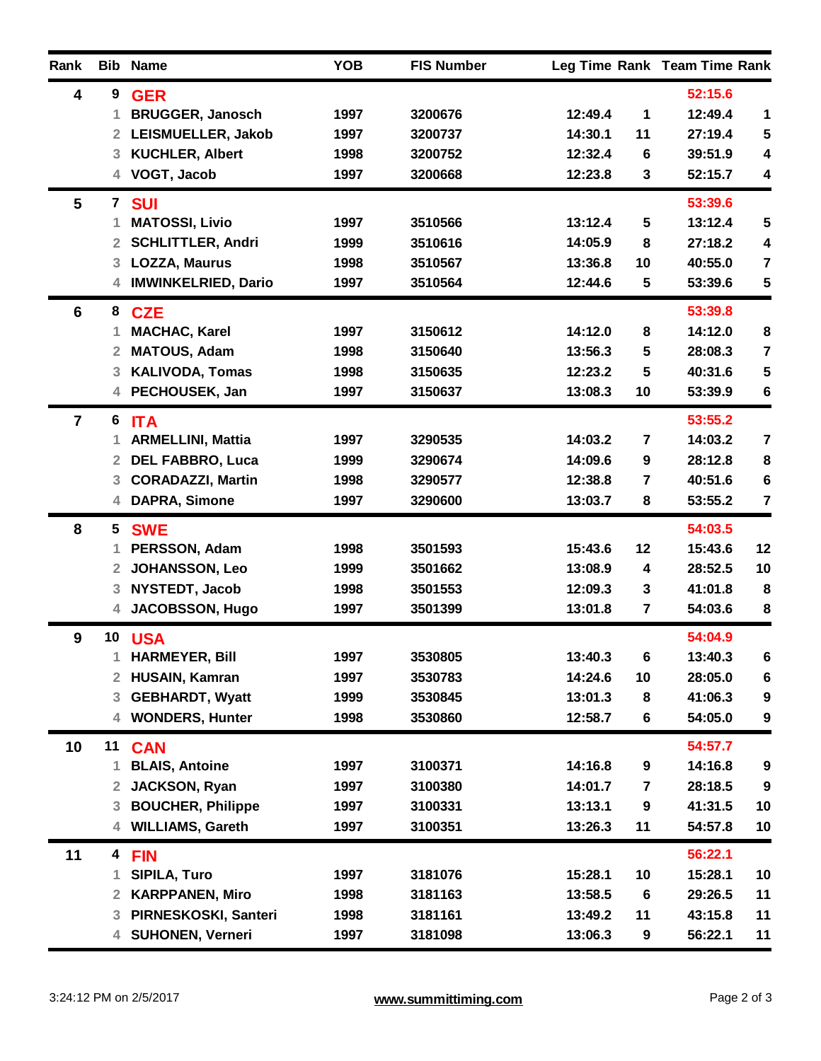| Rank | Bib | Name | YOB | FIS Number | Leg Time | Rank | Team Time | Rank |
|---|---|---|---|---|---|---|---|---|
| 4 | 9 | GER | | | | | 52:15.6 | |
| | 1 | BRUGGER, Janosch | 1997 | 3200676 | 12:49.4 | 1 | 12:49.4 | 1 |
| | 2 | LEISMUELLER, Jakob | 1997 | 3200737 | 14:30.1 | 11 | 27:19.4 | 5 |
| | 3 | KUCHLER, Albert | 1998 | 3200752 | 12:32.4 | 6 | 39:51.9 | 4 |
| | 4 | VOGT, Jacob | 1997 | 3200668 | 12:23.8 | 3 | 52:15.7 | 4 |
| 5 | 7 | SUI | | | | | 53:39.6 | |
| | 1 | MATOSSI, Livio | 1997 | 3510566 | 13:12.4 | 5 | 13:12.4 | 5 |
| | 2 | SCHLITTLER, Andri | 1999 | 3510616 | 14:05.9 | 8 | 27:18.2 | 4 |
| | 3 | LOZZA, Maurus | 1998 | 3510567 | 13:36.8 | 10 | 40:55.0 | 7 |
| | 4 | IMWINKELRIED, Dario | 1997 | 3510564 | 12:44.6 | 5 | 53:39.6 | 5 |
| 6 | 8 | CZE | | | | | 53:39.8 | |
| | 1 | MACHAC, Karel | 1997 | 3150612 | 14:12.0 | 8 | 14:12.0 | 8 |
| | 2 | MATOUS, Adam | 1998 | 3150640 | 13:56.3 | 5 | 28:08.3 | 7 |
| | 3 | KALIVODA, Tomas | 1998 | 3150635 | 12:23.2 | 5 | 40:31.6 | 5 |
| | 4 | PECHOUSEK, Jan | 1997 | 3150637 | 13:08.3 | 10 | 53:39.9 | 6 |
| 7 | 6 | ITA | | | | | 53:55.2 | |
| | 1 | ARMELLINI, Mattia | 1997 | 3290535 | 14:03.2 | 7 | 14:03.2 | 7 |
| | 2 | DEL FABBRO, Luca | 1999 | 3290674 | 14:09.6 | 9 | 28:12.8 | 8 |
| | 3 | CORADAZZI, Martin | 1998 | 3290577 | 12:38.8 | 7 | 40:51.6 | 6 |
| | 4 | DAPRA, Simone | 1997 | 3290600 | 13:03.7 | 8 | 53:55.2 | 7 |
| 8 | 5 | SWE | | | | | 54:03.5 | |
| | 1 | PERSSON, Adam | 1998 | 3501593 | 15:43.6 | 12 | 15:43.6 | 12 |
| | 2 | JOHANSSON, Leo | 1999 | 3501662 | 13:08.9 | 4 | 28:52.5 | 10 |
| | 3 | NYSTEDT, Jacob | 1998 | 3501553 | 12:09.3 | 3 | 41:01.8 | 8 |
| | 4 | JACOBSSON, Hugo | 1997 | 3501399 | 13:01.8 | 7 | 54:03.6 | 8 |
| 9 | 10 | USA | | | | | 54:04.9 | |
| | 1 | HARMEYER, Bill | 1997 | 3530805 | 13:40.3 | 6 | 13:40.3 | 6 |
| | 2 | HUSAIN, Kamran | 1997 | 3530783 | 14:24.6 | 10 | 28:05.0 | 6 |
| | 3 | GEBHARDT, Wyatt | 1999 | 3530845 | 13:01.3 | 8 | 41:06.3 | 9 |
| | 4 | WONDERS, Hunter | 1998 | 3530860 | 12:58.7 | 6 | 54:05.0 | 9 |
| 10 | 11 | CAN | | | | | 54:57.7 | |
| | 1 | BLAIS, Antoine | 1997 | 3100371 | 14:16.8 | 9 | 14:16.8 | 9 |
| | 2 | JACKSON, Ryan | 1997 | 3100380 | 14:01.7 | 7 | 28:18.5 | 9 |
| | 3 | BOUCHER, Philippe | 1997 | 3100331 | 13:13.1 | 9 | 41:31.5 | 10 |
| | 4 | WILLIAMS, Gareth | 1997 | 3100351 | 13:26.3 | 11 | 54:57.8 | 10 |
| 11 | 4 | FIN | | | | | 56:22.1 | |
| | 1 | SIPILA, Turo | 1997 | 3181076 | 15:28.1 | 10 | 15:28.1 | 10 |
| | 2 | KARPPANEN, Miro | 1998 | 3181163 | 13:58.5 | 6 | 29:26.5 | 11 |
| | 3 | PIRNESKOSKI, Santeri | 1998 | 3181161 | 13:49.2 | 11 | 43:15.8 | 11 |
| | 4 | SUHONEN, Verneri | 1997 | 3181098 | 13:06.3 | 9 | 56:22.1 | 11 |

3:24:12 PM on 2/5/2017 www.summittiming.com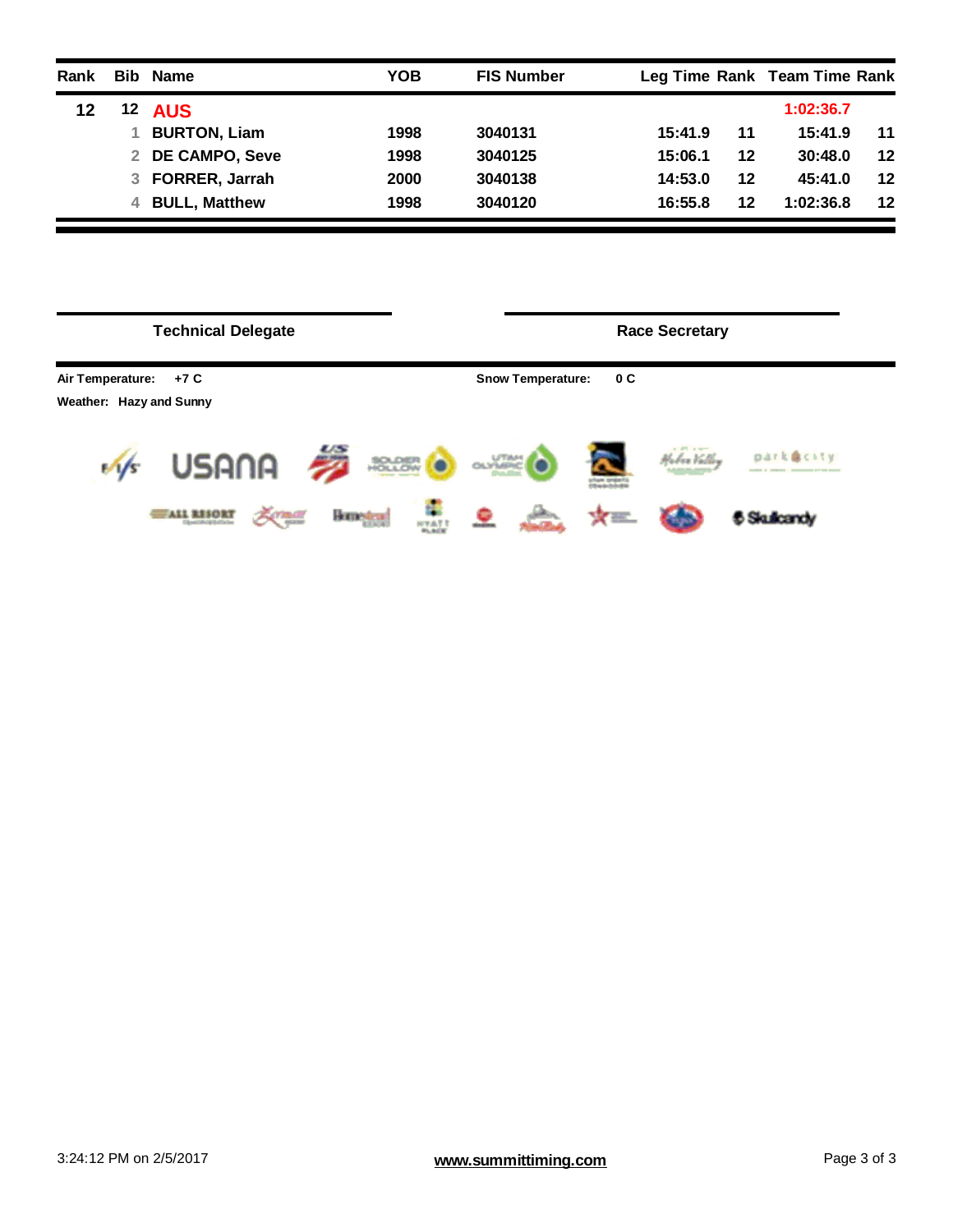| Rank | Bib | Name | YOB | FIS Number | Leg Time | Rank | Team Time | Rank |
|---|---|---|---|---|---|---|---|---|
| 12 | 12 | AUS | | | | | 1:02:36.7 | |
| | 1 | BURTON, Liam | 1998 | 3040131 | 15:41.9 | 11 | 15:41.9 | 11 |
| | 2 | DE CAMPO, Seve | 1998 | 3040125 | 15:06.1 | 12 | 30:48.0 | 12 |
| | 3 | FORRER, Jarrah | 2000 | 3040138 | 14:53.0 | 12 | 45:41.0 | 12 |
| | 4 | BULL, Matthew | 1998 | 3040120 | 16:55.8 | 12 | 1:02:36.8 | 12 |

**Technical Delegate**

**Race Secretary**

**Air Temperature:** +7 C

**Snow Temperature:** 0 C

**Weather:** Hazy and Sunny

3:24:12 PM on 2/5/2017

www.summittiming.com